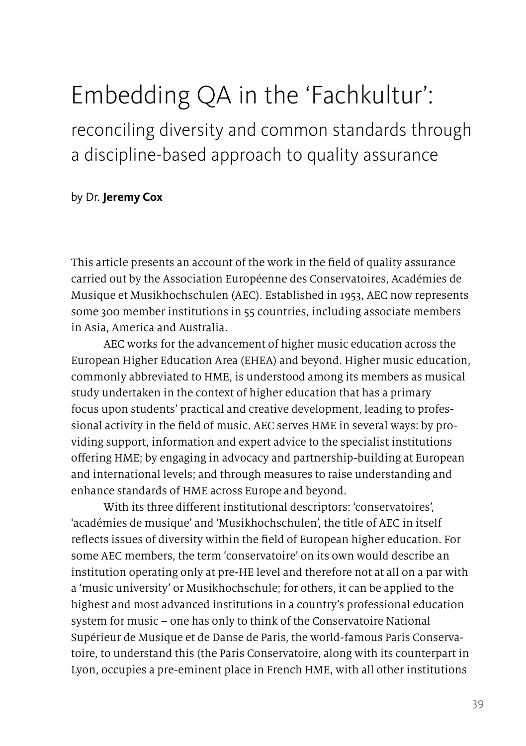# Embedding QA in the 'Fachkultur':

## reconciling diversity and common standards through a discipline-based approach to quality assurance

by Dr. **Jeremy Cox**

This article presents an account of the work in the field of quality assurance carried out by the Association Européenne des Conservatoires, Académies de Musique et Musikhochschulen (AEC). Established in 1953, AEC now represents some 300 member institutions in 55 countries, including associate members in Asia, America and Australia.

AEC works for the advancement of higher music education across the European Higher Education Area (EHEA) and beyond. Higher music education, commonly abbreviated to HME, is understood among its members as musical study undertaken in the context of higher education that has a primary focus upon students' practical and creative development, leading to professional activity in the field of music. AEC serves HME in several ways: by providing support, information and expert advice to the specialist institutions offering HME; by engaging in advocacy and partnership-building at European and international levels; and through measures to raise understanding and enhance standards of HME across Europe and beyond.

With its three different institutional descriptors: 'conservatoires', 'académies de musique' and 'Musikhochschulen', the title of AEC in itself reflects issues of diversity within the field of European higher education. For some AEC members, the term 'conservatoire' on its own would describe an institution operating only at pre-HE level and therefore not at all on a par with a 'music university' or Musikhochschule; for others, it can be applied to the highest and most advanced institutions in a country's professional education system for music – one has only to think of the Conservatoire National Supérieur de Musique et de Danse de Paris, the world-famous Paris Conservatoire, to understand this (the Paris Conservatoire, along with its counterpart in Lyon, occupies a pre-eminent place in French HME, with all other institutions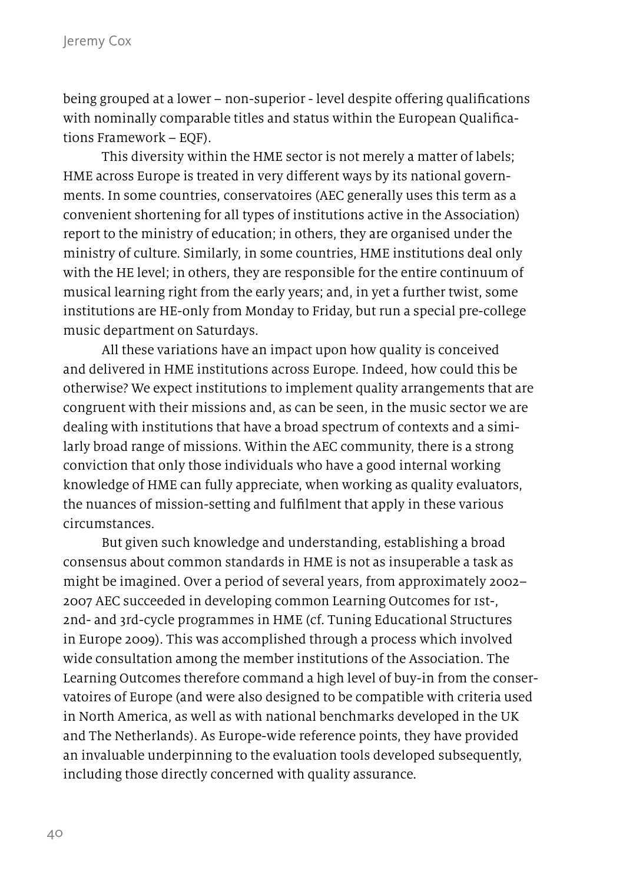being grouped at a lower – non-superior - level despite offering qualifications with nominally comparable titles and status within the European Qualifications Framework – EQF).

This diversity within the HME sector is not merely a matter of labels; HME across Europe is treated in very different ways by its national governments. In some countries, conservatoires (AEC generally uses this term as a convenient shortening for all types of institutions active in the Association) report to the ministry of education; in others, they are organised under the ministry of culture. Similarly, in some countries, HME institutions deal only with the HE level; in others, they are responsible for the entire continuum of musical learning right from the early years; and, in yet a further twist, some institutions are HE-only from Monday to Friday, but run a special pre-college music department on Saturdays.

All these variations have an impact upon how quality is conceived and delivered in HME institutions across Europe. Indeed, how could this be otherwise? We expect institutions to implement quality arrangements that are congruent with their missions and, as can be seen, in the music sector we are dealing with institutions that have a broad spectrum of contexts and a similarly broad range of missions. Within the AEC community, there is a strong conviction that only those individuals who have a good internal working knowledge of HME can fully appreciate, when working as quality evaluators, the nuances of mission-setting and fulfilment that apply in these various circumstances.

But given such knowledge and understanding, establishing a broad consensus about common standards in HME is not as insuperable a task as might be imagined. Over a period of several years, from approximately 2002–2007 AEC succeeded in developing common Learning Outcomes for 1st-, 2nd- and 3rd-cycle programmes in HME (cf. Tuning Educational Structures in Europe 2009). This was accomplished through a process which involved wide consultation among the member institutions of the Association. The Learning Outcomes therefore command a high level of buy-in from the conservatoires of Europe (and were also designed to be compatible with criteria used in North America, as well as with national benchmarks developed in the UK and The Netherlands). As Europe-wide reference points, they have provided an invaluable underpinning to the evaluation tools developed subsequently, including those directly concerned with quality assurance.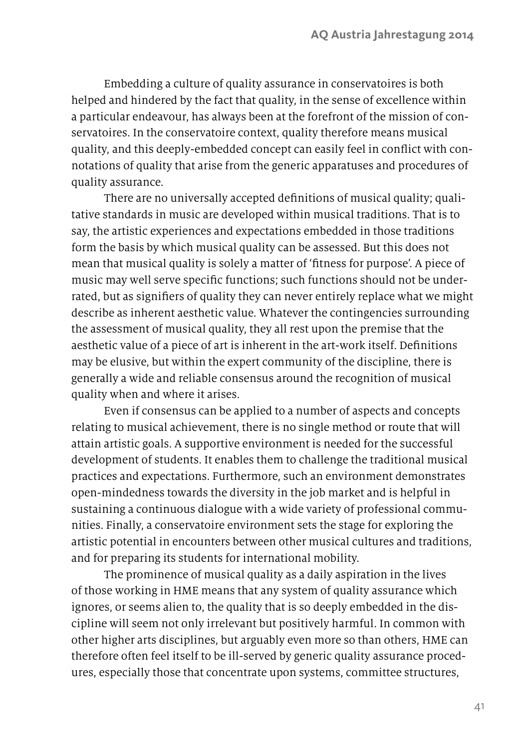Embedding a culture of quality assurance in conservatoires is both helped and hindered by the fact that quality, in the sense of excellence within a particular endeavour, has always been at the forefront of the mission of conservatoires. In the conservatoire context, quality therefore means musical quality, and this deeply-embedded concept can easily feel in conflict with connotations of quality that arise from the generic apparatuses and procedures of quality assurance.

There are no universally accepted definitions of musical quality; qualitative standards in music are developed within musical traditions. That is to say, the artistic experiences and expectations embedded in those traditions form the basis by which musical quality can be assessed. But this does not mean that musical quality is solely a matter of 'fitness for purpose'. A piece of music may well serve specific functions; such functions should not be underrated, but as signifiers of quality they can never entirely replace what we might describe as inherent aesthetic value. Whatever the contingencies surrounding the assessment of musical quality, they all rest upon the premise that the aesthetic value of a piece of art is inherent in the art-work itself. Definitions may be elusive, but within the expert community of the discipline, there is generally a wide and reliable consensus around the recognition of musical quality when and where it arises.

Even if consensus can be applied to a number of aspects and concepts relating to musical achievement, there is no single method or route that will attain artistic goals. A supportive environment is needed for the successful development of students. It enables them to challenge the traditional musical practices and expectations. Furthermore, such an environment demonstrates open-mindedness towards the diversity in the job market and is helpful in sustaining a continuous dialogue with a wide variety of professional communities. Finally, a conservatoire environment sets the stage for exploring the artistic potential in encounters between other musical cultures and traditions, and for preparing its students for international mobility.

The prominence of musical quality as a daily aspiration in the lives of those working in HME means that any system of quality assurance which ignores, or seems alien to, the quality that is so deeply embedded in the discipline will seem not only irrelevant but positively harmful. In common with other higher arts disciplines, but arguably even more so than others, HME can therefore often feel itself to be ill-served by generic quality assurance procedures, especially those that concentrate upon systems, committee structures,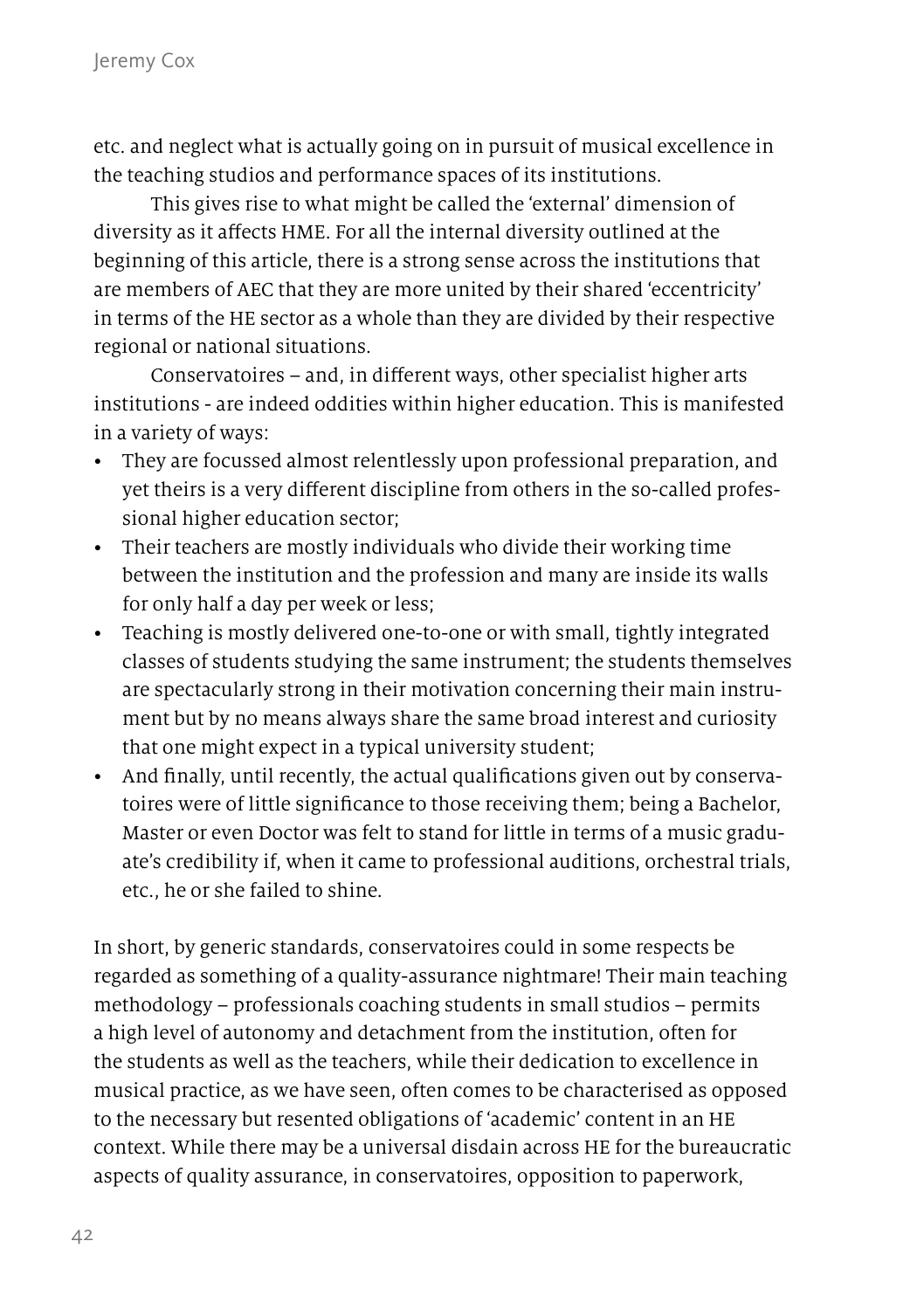etc. and neglect what is actually going on in pursuit of musical excellence in the teaching studios and performance spaces of its institutions.

This gives rise to what might be called the 'external' dimension of diversity as it affects HME. For all the internal diversity outlined at the beginning of this article, there is a strong sense across the institutions that are members of AEC that they are more united by their shared 'eccentricity' in terms of the HE sector as a whole than they are divided by their respective regional or national situations.

Conservatoires – and, in different ways, other specialist higher arts institutions - are indeed oddities within higher education. This is manifested in a variety of ways:

- They are focussed almost relentlessly upon professional preparation, and yet theirs is a very different discipline from others in the so-called professional higher education sector;
- Their teachers are mostly individuals who divide their working time between the institution and the profession and many are inside its walls for only half a day per week or less;
- Teaching is mostly delivered one-to-one or with small, tightly integrated classes of students studying the same instrument; the students themselves are spectacularly strong in their motivation concerning their main instrument but by no means always share the same broad interest and curiosity that one might expect in a typical university student;
- And finally, until recently, the actual qualifications given out by conservatoires were of little significance to those receiving them; being a Bachelor, Master or even Doctor was felt to stand for little in terms of a music graduate's credibility if, when it came to professional auditions, orchestral trials, etc., he or she failed to shine.

In short, by generic standards, conservatoires could in some respects be regarded as something of a quality-assurance nightmare! Their main teaching methodology – professionals coaching students in small studios – permits a high level of autonomy and detachment from the institution, often for the students as well as the teachers, while their dedication to excellence in musical practice, as we have seen, often comes to be characterised as opposed to the necessary but resented obligations of 'academic' content in an HE context. While there may be a universal disdain across HE for the bureaucratic aspects of quality assurance, in conservatoires, opposition to paperwork,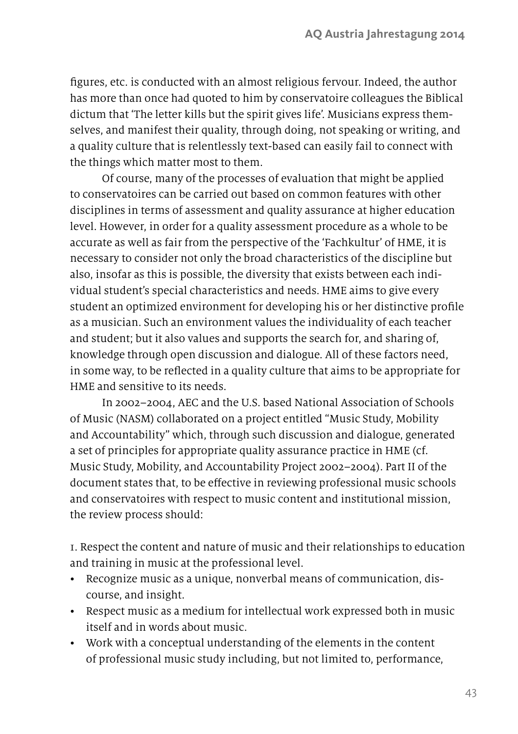figures, etc. is conducted with an almost religious fervour. Indeed, the author has more than once had quoted to him by conservatoire colleagues the Biblical dictum that 'The letter kills but the spirit gives life'. Musicians express themselves, and manifest their quality, through doing, not speaking or writing, and a quality culture that is relentlessly text-based can easily fail to connect with the things which matter most to them.

Of course, many of the processes of evaluation that might be applied to conservatoires can be carried out based on common features with other disciplines in terms of assessment and quality assurance at higher education level. However, in order for a quality assessment procedure as a whole to be accurate as well as fair from the perspective of the 'Fachkultur' of HME, it is necessary to consider not only the broad characteristics of the discipline but also, insofar as this is possible, the diversity that exists between each individual student's special characteristics and needs. HME aims to give every student an optimized environment for developing his or her distinctive profile as a musician. Such an environment values the individuality of each teacher and student; but it also values and supports the search for, and sharing of, knowledge through open discussion and dialogue. All of these factors need, in some way, to be reflected in a quality culture that aims to be appropriate for HME and sensitive to its needs.

In 2002–2004, AEC and the U.S. based National Association of Schools of Music (NASM) collaborated on a project entitled "Music Study, Mobility and Accountability" which, through such discussion and dialogue, generated a set of principles for appropriate quality assurance practice in HME (cf. Music Study, Mobility, and Accountability Project 2002–2004). Part II of the document states that, to be effective in reviewing professional music schools and conservatoires with respect to music content and institutional mission, the review process should:

1. Respect the content and nature of music and their relationships to education and training in music at the professional level.

- Recognize music as a unique, nonverbal means of communication, discourse, and insight.
- Respect music as a medium for intellectual work expressed both in music itself and in words about music.
- Work with a conceptual understanding of the elements in the content of professional music study including, but not limited to, performance,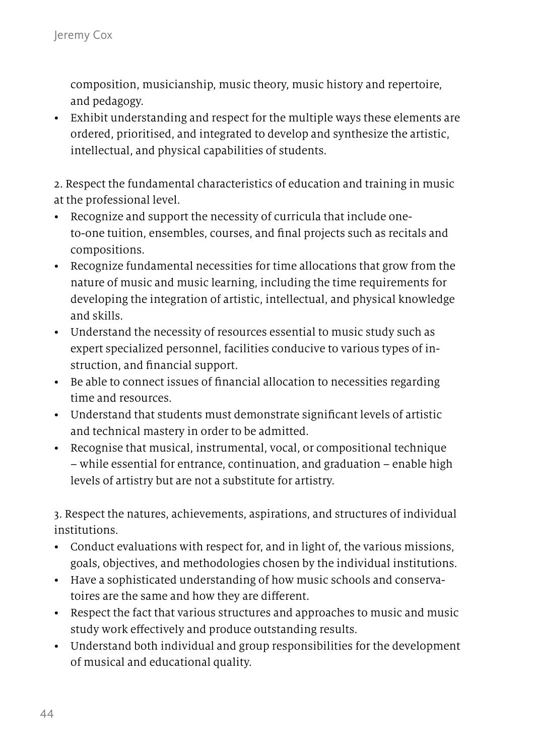composition, musicianship, music theory, music history and repertoire, and pedagogy.
- Exhibit understanding and respect for the multiple ways these elements are ordered, prioritised, and integrated to develop and synthesize the artistic, intellectual, and physical capabilities of students.

2. Respect the fundamental characteristics of education and training in music at the professional level.

- Recognize and support the necessity of curricula that include one-to-one tuition, ensembles, courses, and final projects such as recitals and compositions.
- Recognize fundamental necessities for time allocations that grow from the nature of music and music learning, including the time requirements for developing the integration of artistic, intellectual, and physical knowledge and skills.
- Understand the necessity of resources essential to music study such as expert specialized personnel, facilities conducive to various types of instruction, and financial support.
- Be able to connect issues of financial allocation to necessities regarding time and resources.
- Understand that students must demonstrate significant levels of artistic and technical mastery in order to be admitted.
- Recognise that musical, instrumental, vocal, or compositional technique – while essential for entrance, continuation, and graduation – enable high levels of artistry but are not a substitute for artistry.

3. Respect the natures, achievements, aspirations, and structures of individual institutions.

- Conduct evaluations with respect for, and in light of, the various missions, goals, objectives, and methodologies chosen by the individual institutions.
- Have a sophisticated understanding of how music schools and conservatoires are the same and how they are different.
- Respect the fact that various structures and approaches to music and music study work effectively and produce outstanding results.
- Understand both individual and group responsibilities for the development of musical and educational quality.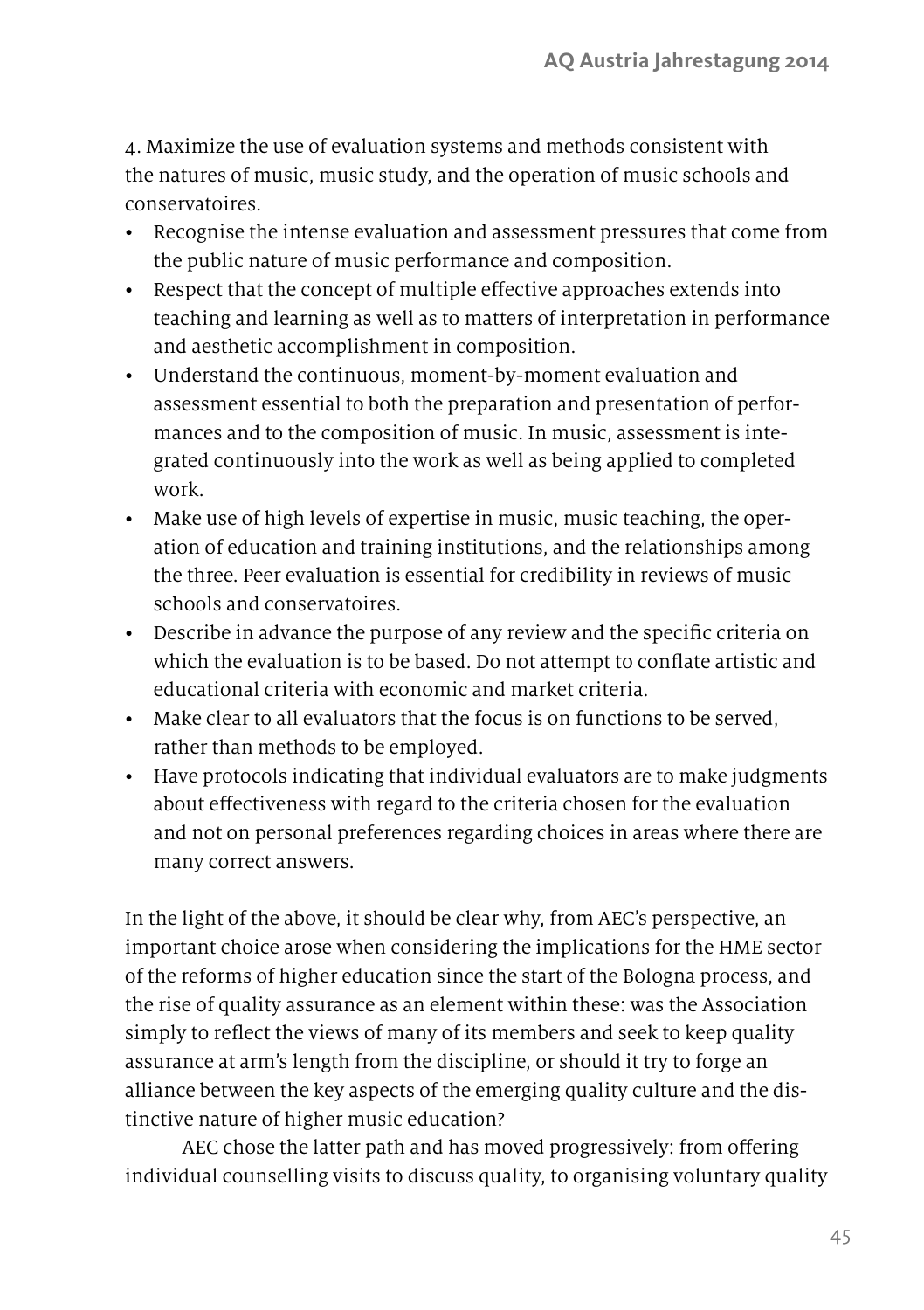4. Maximize the use of evaluation systems and methods consistent with the natures of music, music study, and the operation of music schools and conservatoires.

- Recognise the intense evaluation and assessment pressures that come from the public nature of music performance and composition.
- Respect that the concept of multiple effective approaches extends into teaching and learning as well as to matters of interpretation in performance and aesthetic accomplishment in composition.
- Understand the continuous, moment-by-moment evaluation and assessment essential to both the preparation and presentation of performances and to the composition of music. In music, assessment is integrated continuously into the work as well as being applied to completed work.
- Make use of high levels of expertise in music, music teaching, the operation of education and training institutions, and the relationships among the three. Peer evaluation is essential for credibility in reviews of music schools and conservatoires.
- Describe in advance the purpose of any review and the specific criteria on which the evaluation is to be based. Do not attempt to conflate artistic and educational criteria with economic and market criteria.
- Make clear to all evaluators that the focus is on functions to be served, rather than methods to be employed.
- Have protocols indicating that individual evaluators are to make judgments about effectiveness with regard to the criteria chosen for the evaluation and not on personal preferences regarding choices in areas where there are many correct answers.

In the light of the above, it should be clear why, from AEC's perspective, an important choice arose when considering the implications for the HME sector of the reforms of higher education since the start of the Bologna process, and the rise of quality assurance as an element within these: was the Association simply to reflect the views of many of its members and seek to keep quality assurance at arm's length from the discipline, or should it try to forge an alliance between the key aspects of the emerging quality culture and the distinctive nature of higher music education?

AEC chose the latter path and has moved progressively: from offering individual counselling visits to discuss quality, to organising voluntary quality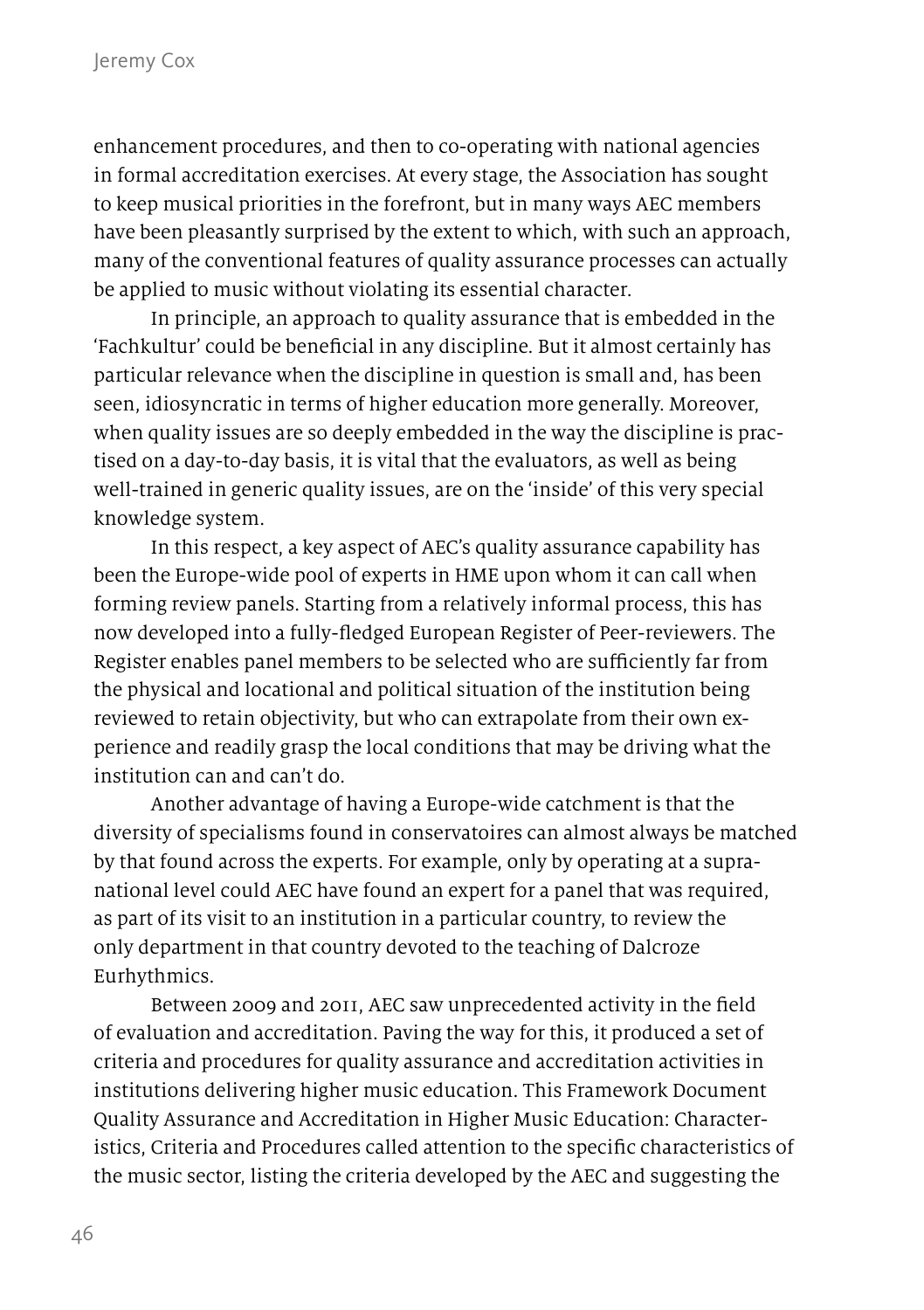enhancement procedures, and then to co-operating with national agencies in formal accreditation exercises. At every stage, the Association has sought to keep musical priorities in the forefront, but in many ways AEC members have been pleasantly surprised by the extent to which, with such an approach, many of the conventional features of quality assurance processes can actually be applied to music without violating its essential character.

In principle, an approach to quality assurance that is embedded in the 'Fachkultur' could be beneficial in any discipline. But it almost certainly has particular relevance when the discipline in question is small and, has been seen, idiosyncratic in terms of higher education more generally. Moreover, when quality issues are so deeply embedded in the way the discipline is practised on a day-to-day basis, it is vital that the evaluators, as well as being well-trained in generic quality issues, are on the 'inside' of this very special knowledge system.

In this respect, a key aspect of AEC's quality assurance capability has been the Europe-wide pool of experts in HME upon whom it can call when forming review panels. Starting from a relatively informal process, this has now developed into a fully-fledged European Register of Peer-reviewers. The Register enables panel members to be selected who are sufficiently far from the physical and locational and political situation of the institution being reviewed to retain objectivity, but who can extrapolate from their own experience and readily grasp the local conditions that may be driving what the institution can and can't do.

Another advantage of having a Europe-wide catchment is that the diversity of specialisms found in conservatoires can almost always be matched by that found across the experts. For example, only by operating at a supranational level could AEC have found an expert for a panel that was required, as part of its visit to an institution in a particular country, to review the only department in that country devoted to the teaching of Dalcroze Eurhythmics.

Between 2009 and 2011, AEC saw unprecedented activity in the field of evaluation and accreditation. Paving the way for this, it produced a set of criteria and procedures for quality assurance and accreditation activities in institutions delivering higher music education. This Framework Document Quality Assurance and Accreditation in Higher Music Education: Characteristics, Criteria and Procedures called attention to the specific characteristics of the music sector, listing the criteria developed by the AEC and suggesting the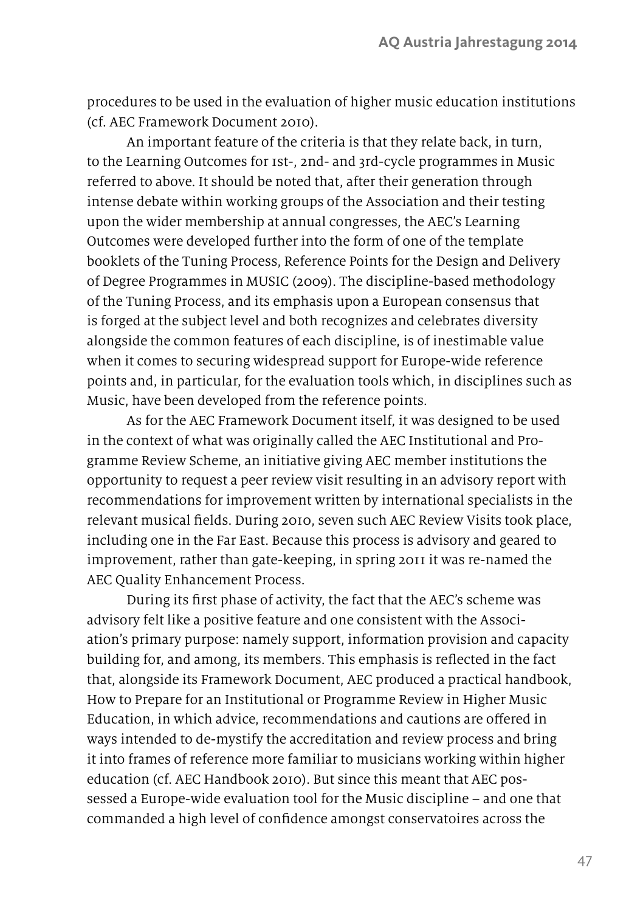procedures to be used in the evaluation of higher music education institutions (cf. AEC Framework Document 2010).

An important feature of the criteria is that they relate back, in turn, to the Learning Outcomes for 1st-, 2nd- and 3rd-cycle programmes in Music referred to above. It should be noted that, after their generation through intense debate within working groups of the Association and their testing upon the wider membership at annual congresses, the AEC's Learning Outcomes were developed further into the form of one of the template booklets of the Tuning Process, Reference Points for the Design and Delivery of Degree Programmes in MUSIC (2009). The discipline-based methodology of the Tuning Process, and its emphasis upon a European consensus that is forged at the subject level and both recognizes and celebrates diversity alongside the common features of each discipline, is of inestimable value when it comes to securing widespread support for Europe-wide reference points and, in particular, for the evaluation tools which, in disciplines such as Music, have been developed from the reference points.

As for the AEC Framework Document itself, it was designed to be used in the context of what was originally called the AEC Institutional and Programme Review Scheme, an initiative giving AEC member institutions the opportunity to request a peer review visit resulting in an advisory report with recommendations for improvement written by international specialists in the relevant musical fields. During 2010, seven such AEC Review Visits took place, including one in the Far East. Because this process is advisory and geared to improvement, rather than gate-keeping, in spring 2011 it was re-named the AEC Quality Enhancement Process.

During its first phase of activity, the fact that the AEC's scheme was advisory felt like a positive feature and one consistent with the Association's primary purpose: namely support, information provision and capacity building for, and among, its members. This emphasis is reflected in the fact that, alongside its Framework Document, AEC produced a practical handbook, How to Prepare for an Institutional or Programme Review in Higher Music Education, in which advice, recommendations and cautions are offered in ways intended to de-mystify the accreditation and review process and bring it into frames of reference more familiar to musicians working within higher education (cf. AEC Handbook 2010). But since this meant that AEC possessed a Europe-wide evaluation tool for the Music discipline – and one that commanded a high level of confidence amongst conservatoires across the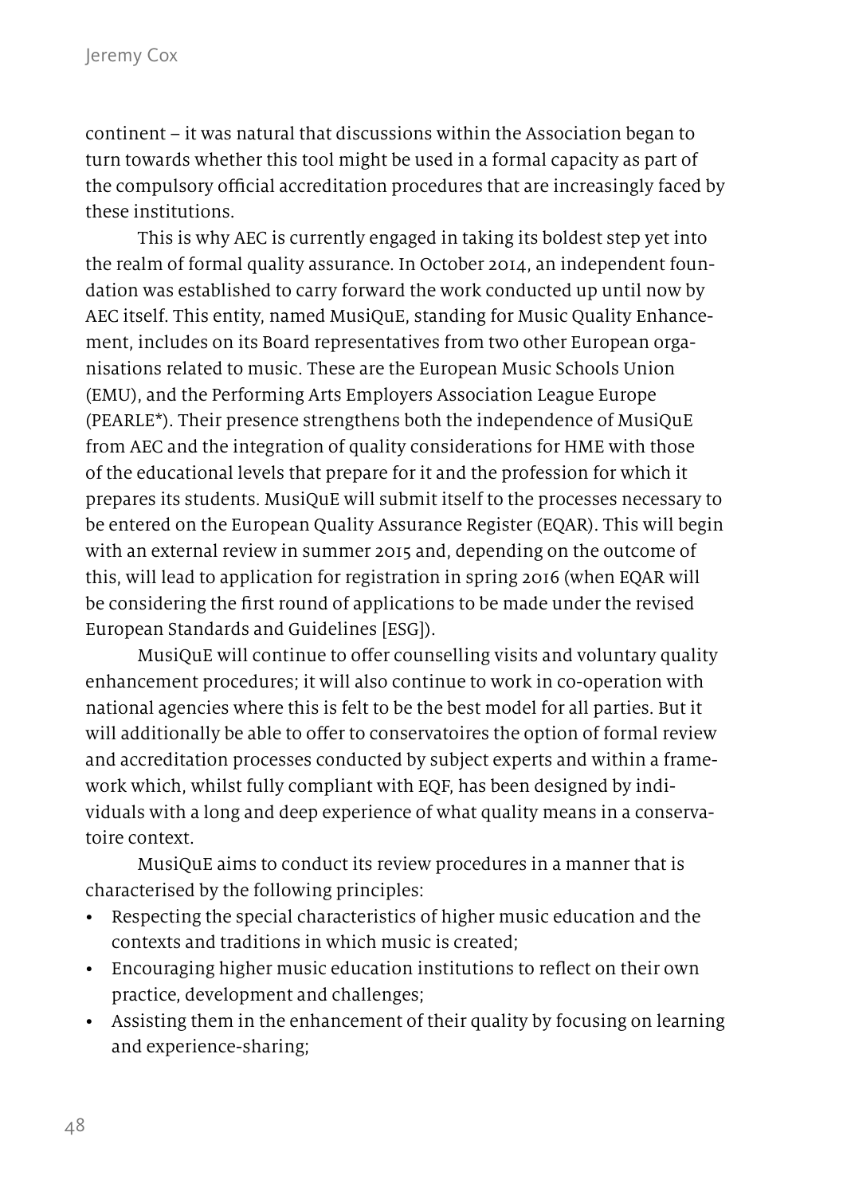continent – it was natural that discussions within the Association began to turn towards whether this tool might be used in a formal capacity as part of the compulsory official accreditation procedures that are increasingly faced by these institutions.

This is why AEC is currently engaged in taking its boldest step yet into the realm of formal quality assurance. In October 2014, an independent foundation was established to carry forward the work conducted up until now by AEC itself. This entity, named MusiQuE, standing for Music Quality Enhancement, includes on its Board representatives from two other European organisations related to music. These are the European Music Schools Union (EMU), and the Performing Arts Employers Association League Europe (PEARLE*). Their presence strengthens both the independence of MusiQuE from AEC and the integration of quality considerations for HME with those of the educational levels that prepare for it and the profession for which it prepares its students. MusiQuE will submit itself to the processes necessary to be entered on the European Quality Assurance Register (EQAR). This will begin with an external review in summer 2015 and, depending on the outcome of this, will lead to application for registration in spring 2016 (when EQAR will be considering the first round of applications to be made under the revised European Standards and Guidelines [ESG]).

MusiQuE will continue to offer counselling visits and voluntary quality enhancement procedures; it will also continue to work in co-operation with national agencies where this is felt to be the best model for all parties. But it will additionally be able to offer to conservatoires the option of formal review and accreditation processes conducted by subject experts and within a framework which, whilst fully compliant with EQF, has been designed by individuals with a long and deep experience of what quality means in a conservatoire context.

MusiQuE aims to conduct its review procedures in a manner that is characterised by the following principles:

- Respecting the special characteristics of higher music education and the contexts and traditions in which music is created;
- Encouraging higher music education institutions to reflect on their own practice, development and challenges;
- Assisting them in the enhancement of their quality by focusing on learning and experience-sharing;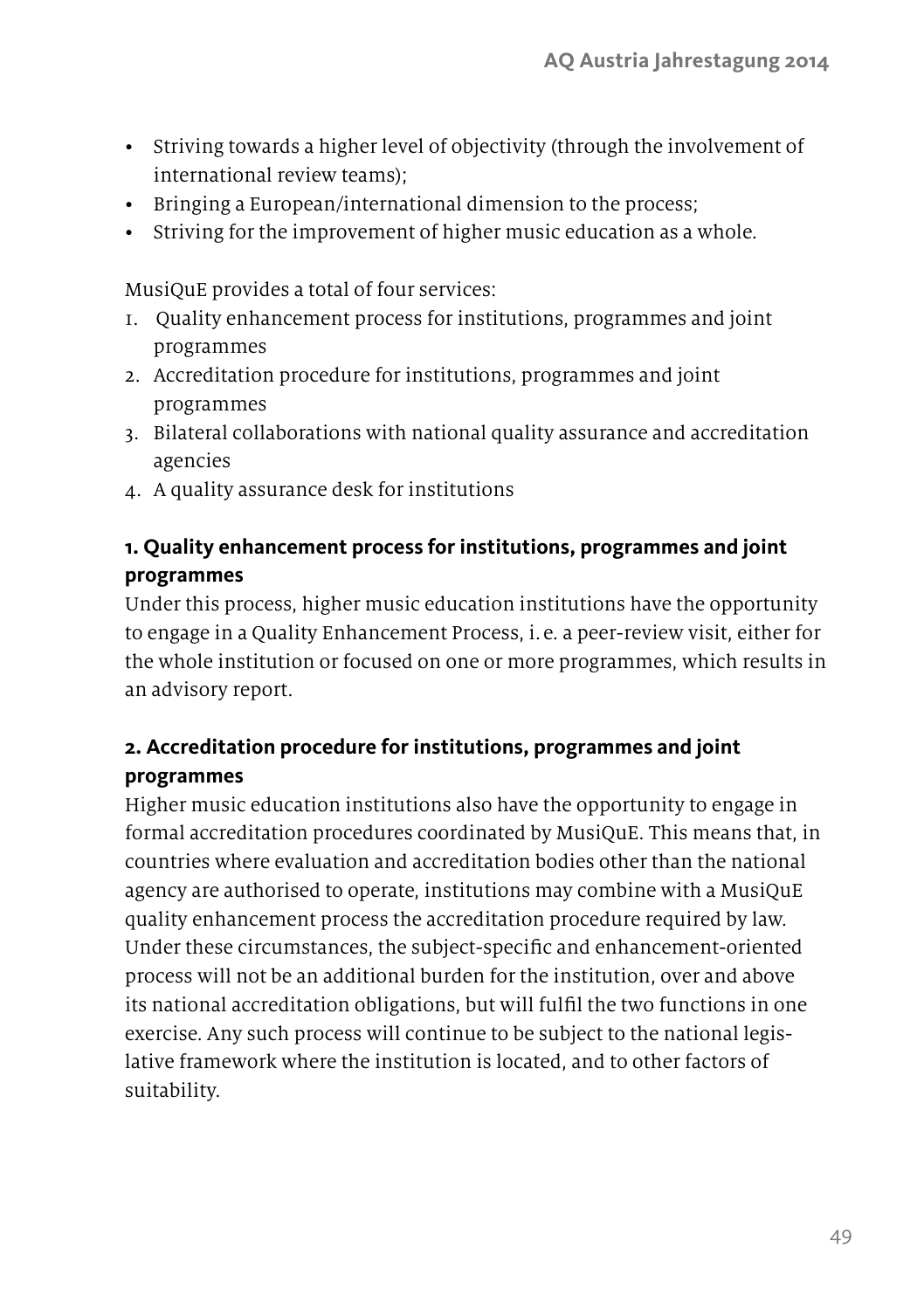- Striving towards a higher level of objectivity (through the involvement of international review teams);
- Bringing a European/international dimension to the process;
- Striving for the improvement of higher music education as a whole.

MusiQuE provides a total of four services:

1. Quality enhancement process for institutions, programmes and joint programmes
2. Accreditation procedure for institutions, programmes and joint programmes
3. Bilateral collaborations with national quality assurance and accreditation agencies
4. A quality assurance desk for institutions

### 1. Quality enhancement process for institutions, programmes and joint programmes

Under this process, higher music education institutions have the opportunity to engage in a Quality Enhancement Process, i. e. a peer-review visit, either for the whole institution or focused on one or more programmes, which results in an advisory report.

### 2. Accreditation procedure for institutions, programmes and joint programmes

Higher music education institutions also have the opportunity to engage in formal accreditation procedures coordinated by MusiQuE. This means that, in countries where evaluation and accreditation bodies other than the national agency are authorised to operate, institutions may combine with a MusiQuE quality enhancement process the accreditation procedure required by law. Under these circumstances, the subject-specific and enhancement-oriented process will not be an additional burden for the institution, over and above its national accreditation obligations, but will fulfil the two functions in one exercise. Any such process will continue to be subject to the national legislative framework where the institution is located, and to other factors of suitability.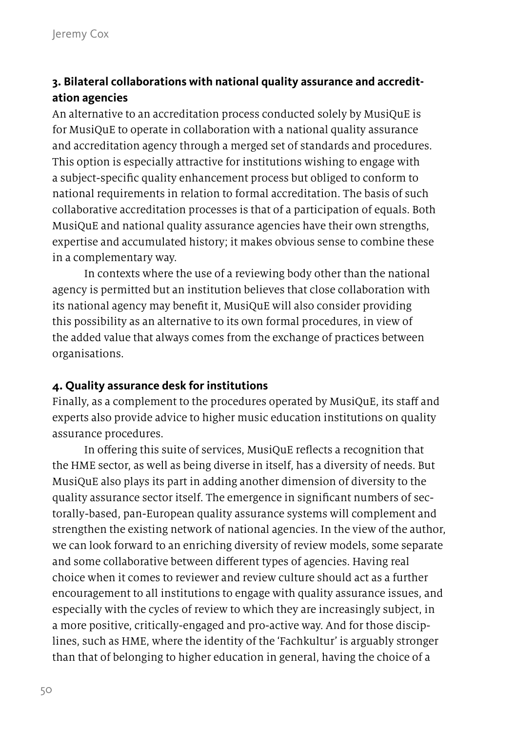### 3. Bilateral collaborations with national quality assurance and accreditation agencies

An alternative to an accreditation process conducted solely by MusiQuE is for MusiQuE to operate in collaboration with a national quality assurance and accreditation agency through a merged set of standards and procedures. This option is especially attractive for institutions wishing to engage with a subject-specific quality enhancement process but obliged to conform to national requirements in relation to formal accreditation. The basis of such collaborative accreditation processes is that of a participation of equals. Both MusiQuE and national quality assurance agencies have their own strengths, expertise and accumulated history; it makes obvious sense to combine these in a complementary way.

In contexts where the use of a reviewing body other than the national agency is permitted but an institution believes that close collaboration with its national agency may benefit it, MusiQuE will also consider providing this possibility as an alternative to its own formal procedures, in view of the added value that always comes from the exchange of practices between organisations.

### 4. Quality assurance desk for institutions

Finally, as a complement to the procedures operated by MusiQuE, its staff and experts also provide advice to higher music education institutions on quality assurance procedures.

In offering this suite of services, MusiQuE reflects a recognition that the HME sector, as well as being diverse in itself, has a diversity of needs. But MusiQuE also plays its part in adding another dimension of diversity to the quality assurance sector itself. The emergence in significant numbers of sectorally-based, pan-European quality assurance systems will complement and strengthen the existing network of national agencies. In the view of the author, we can look forward to an enriching diversity of review models, some separate and some collaborative between different types of agencies. Having real choice when it comes to reviewer and review culture should act as a further encouragement to all institutions to engage with quality assurance issues, and especially with the cycles of review to which they are increasingly subject, in a more positive, critically-engaged and pro-active way. And for those disciplines, such as HME, where the identity of the 'Fachkultur' is arguably stronger than that of belonging to higher education in general, having the choice of a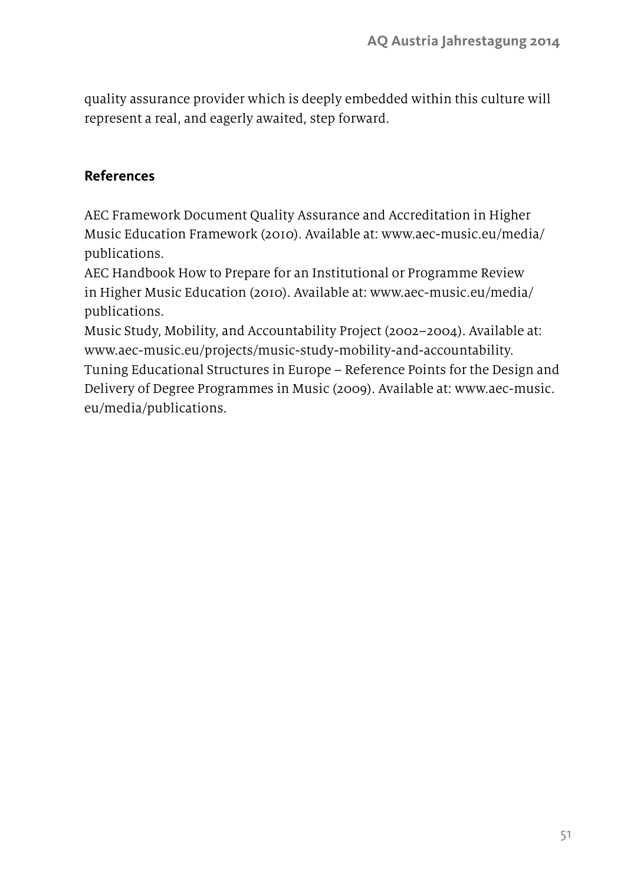quality assurance provider which is deeply embedded within this culture will represent a real, and eagerly awaited, step forward.

## References

AEC Framework Document Quality Assurance and Accreditation in Higher Music Education Framework (2010). Available at: www.aec-music.eu/media/publications.

AEC Handbook How to Prepare for an Institutional or Programme Review in Higher Music Education (2010). Available at: www.aec-music.eu/media/publications.

Music Study, Mobility, and Accountability Project (2002–2004). Available at: www.aec-music.eu/projects/music-study-mobility-and-accountability.

Tuning Educational Structures in Europe – Reference Points for the Design and Delivery of Degree Programmes in Music (2009). Available at: www.aec-music.eu/media/publications.